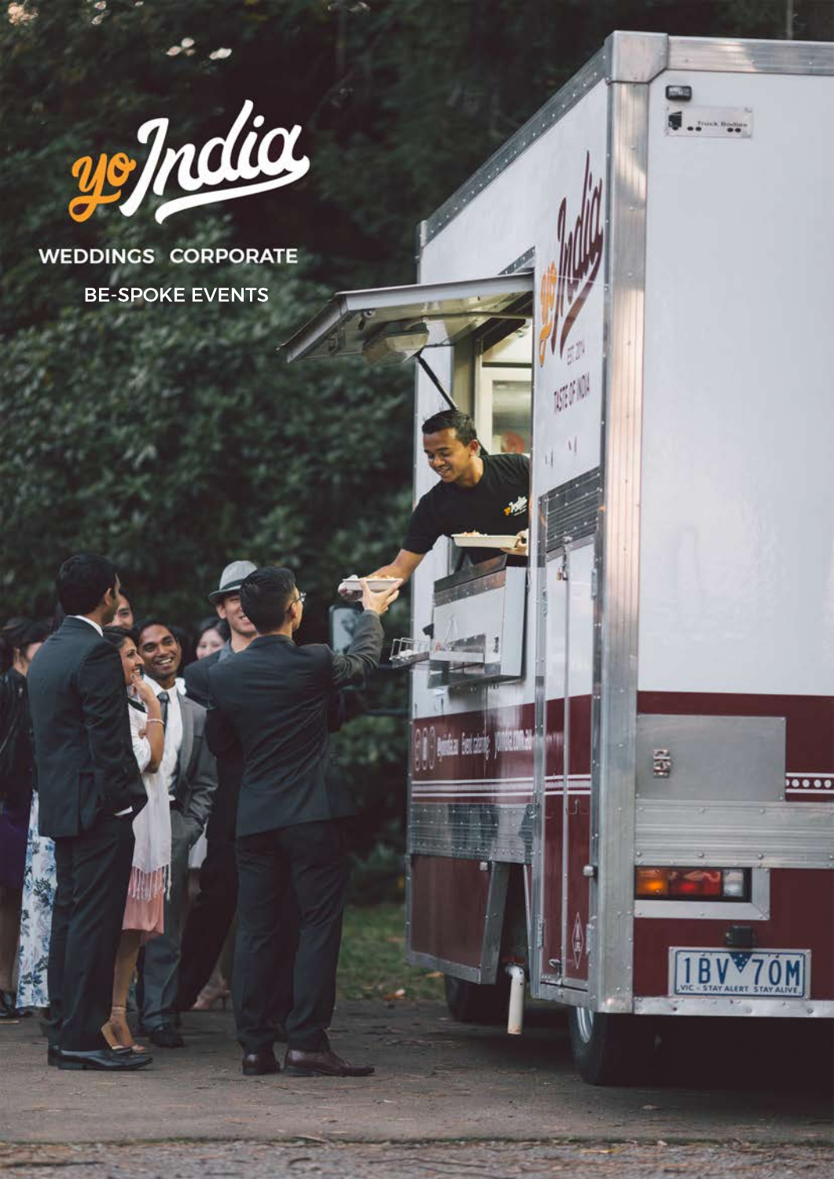# yo India

WEDDINGS CORPORATE

BE-SPOKE EVENTS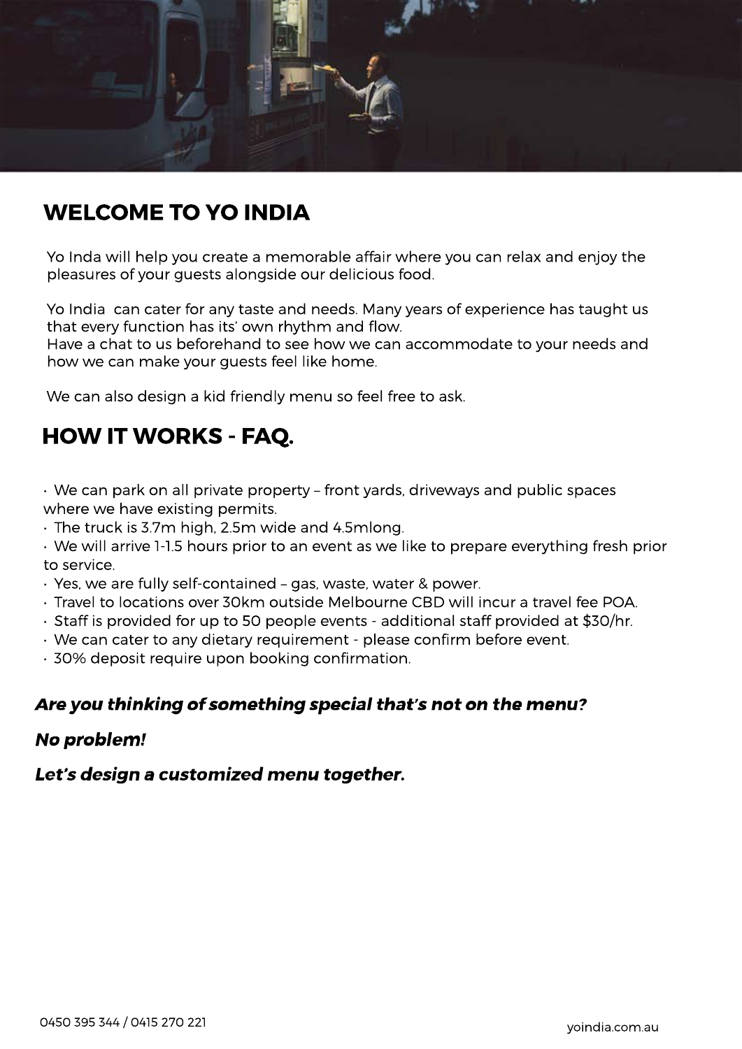## WELCOME TO YO INDIA

Yo Inda will help you create a memorable affair where you can relax and enjoy the pleasures of your guests alongside our delicious food.

Yo India can cater for any taste and needs. Many years of experience has taught us that every function has its' own rhythm and flow.
Have a chat to us beforehand to see how we can accommodate to your needs and how we can make your guests feel like home.

We can also design a kid friendly menu so feel free to ask.

## HOW IT WORKS - FAQ.

- We can park on all private property – front yards, driveways and public spaces where we have existing permits.
- The truck is 3.7m high, 2.5m wide and 4.5mlong.
- We will arrive 1-1.5 hours prior to an event as we like to prepare everything fresh prior to service.
- Yes, we are fully self-contained – gas, waste, water & power.
- Travel to locations over 30km outside Melbourne CBD will incur a travel fee POA.
- Staff is provided for up to 50 people events - additional staff provided at $30/hr.
- We can cater to any dietary requirement - please confirm before event.
- 30% deposit require upon booking confirmation.

***Are you thinking of something special that's not on the menu?***

***No problem!***

***Let's design a customized menu together.***

0450 395 344 / 0415 270 221

yoindia.com.au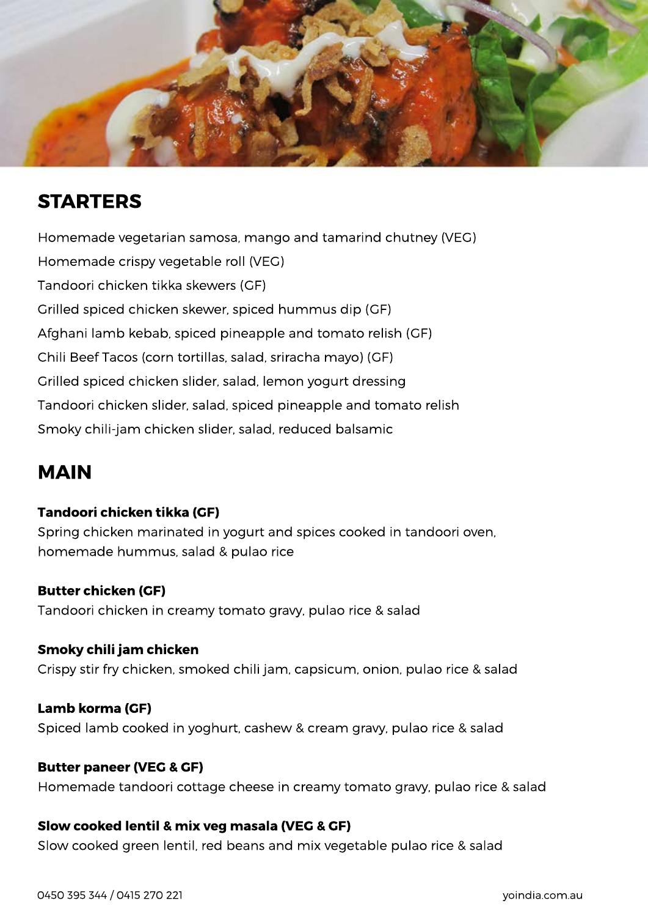## STARTERS

Homemade vegetarian samosa, mango and tamarind chutney (VEG)

Homemade crispy vegetable roll (VEG)

Tandoori chicken tikka skewers (GF)

Grilled spiced chicken skewer, spiced hummus dip (GF)

Afghani lamb kebab, spiced pineapple and tomato relish (GF)

Chili Beef Tacos (corn tortillas, salad, sriracha mayo) (GF)

Grilled spiced chicken slider, salad, lemon yogurt dressing

Tandoori chicken slider, salad, spiced pineapple and tomato relish

Smoky chili-jam chicken slider, salad, reduced balsamic

## MAIN

**Tandoori chicken tikka (GF)**
Spring chicken marinated in yogurt and spices cooked in tandoori oven, homemade hummus, salad & pulao rice

**Butter chicken (GF)**
Tandoori chicken in creamy tomato gravy, pulao rice & salad

**Smoky chili jam chicken**
Crispy stir fry chicken, smoked chili jam, capsicum, onion, pulao rice & salad

**Lamb korma (GF)**
Spiced lamb cooked in yoghurt, cashew & cream gravy, pulao rice & salad

**Butter paneer (VEG & GF)**
Homemade tandoori cottage cheese in creamy tomato gravy, pulao rice & salad

**Slow cooked lentil & mix veg masala (VEG & GF)**
Slow cooked green lentil, red beans and mix vegetable pulao rice & salad

0450 395 344 / 0415 270 221 yoindia.com.au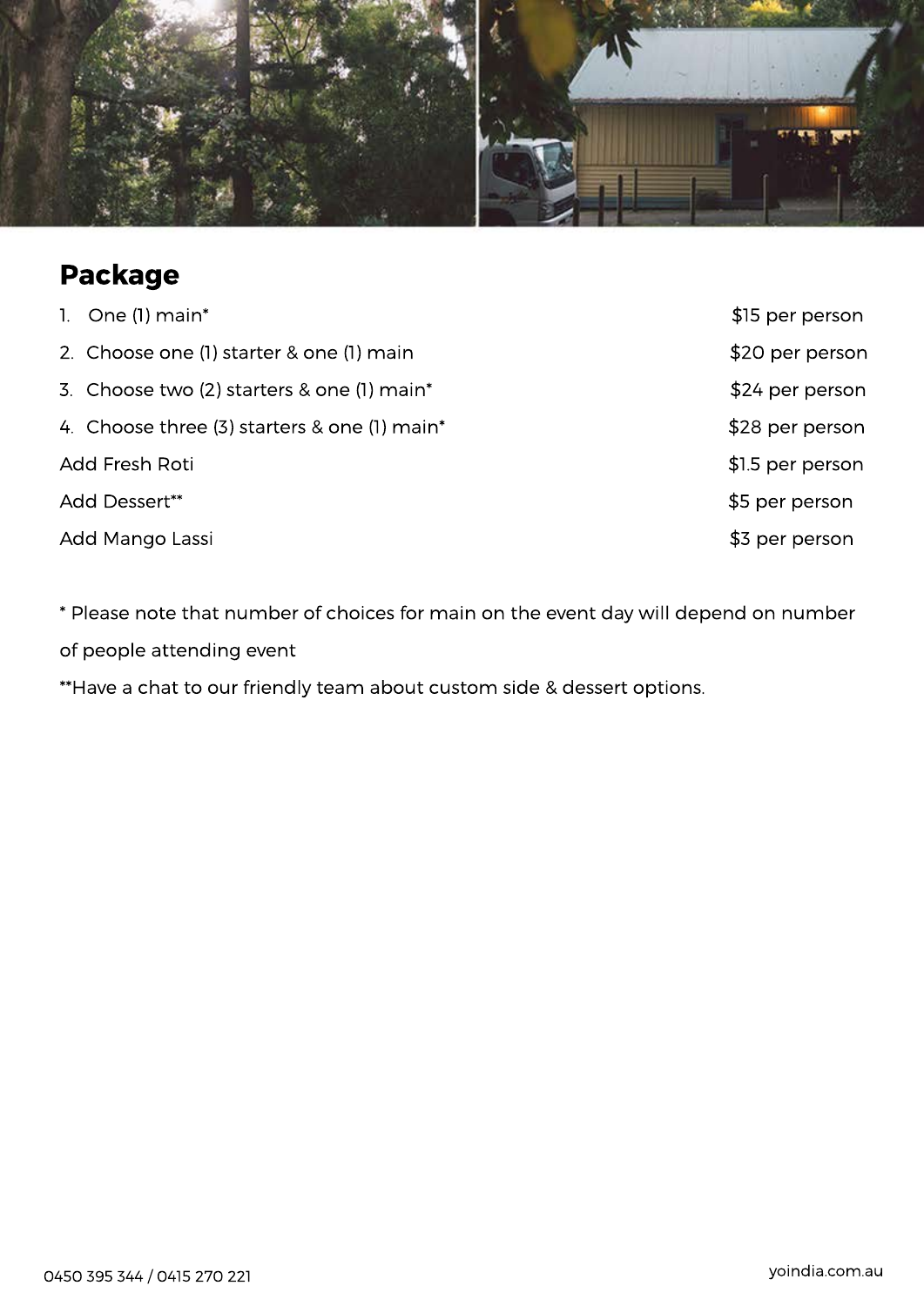## Package

| | |
|---|---|
| 1. One (1) main* | $15 per person |
| 2. Choose one (1) starter & one (1) main | $20 per person |
| 3. Choose two (2) starters & one (1) main* | $24 per person |
| 4. Choose three (3) starters & one (1) main* | $28 per person |
| Add Fresh Roti | $1.5 per person |
| Add Dessert** | $5 per person |
| Add Mango Lassi | $3 per person |

* Please note that number of choices for main on the event day will depend on number of people attending event

**Have a chat to our friendly team about custom side & dessert options.

0450 395 344 / 0415 270 221

yoindia.com.au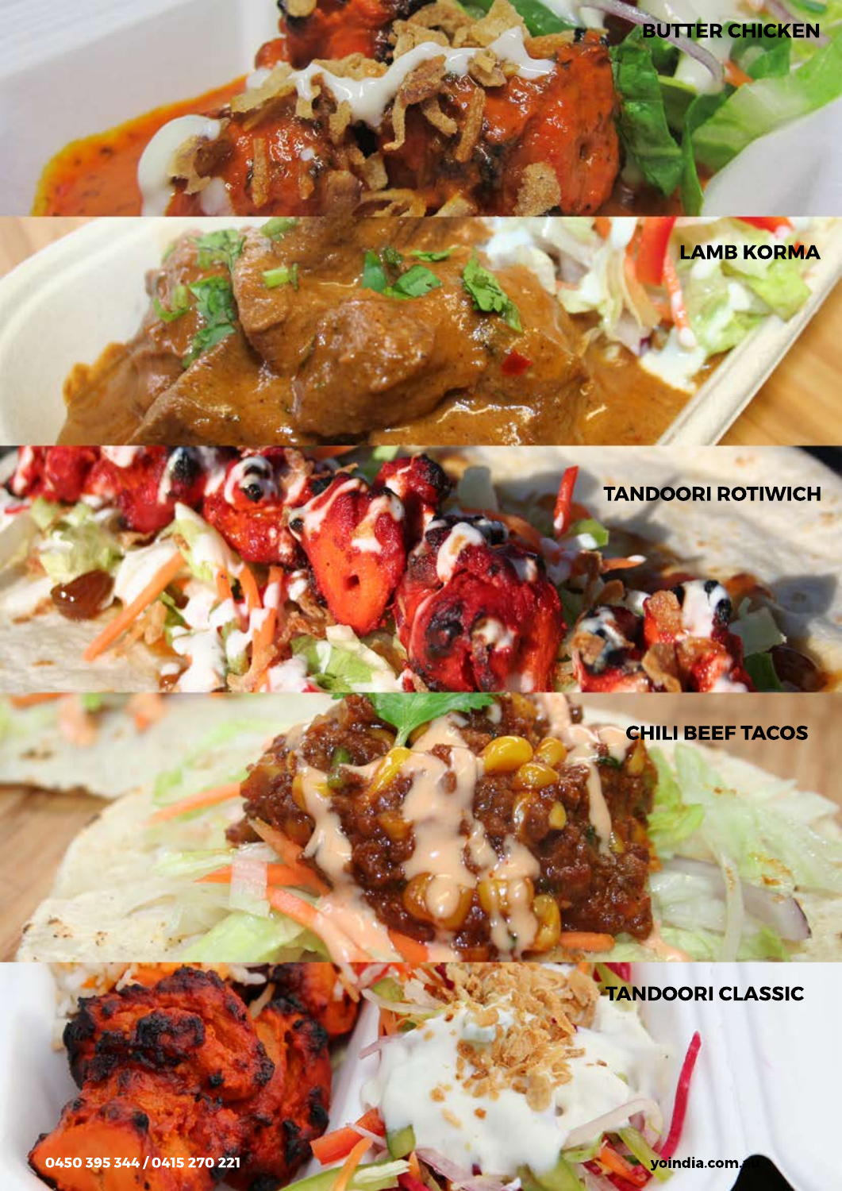BUTTER CHICKEN

LAMB KORMA

TANDOORI ROTIWICH

CHILI BEEF TACOS

TANDOORI CLASSIC

0450 395 344 / 0415 270 221

yoindia.com.au